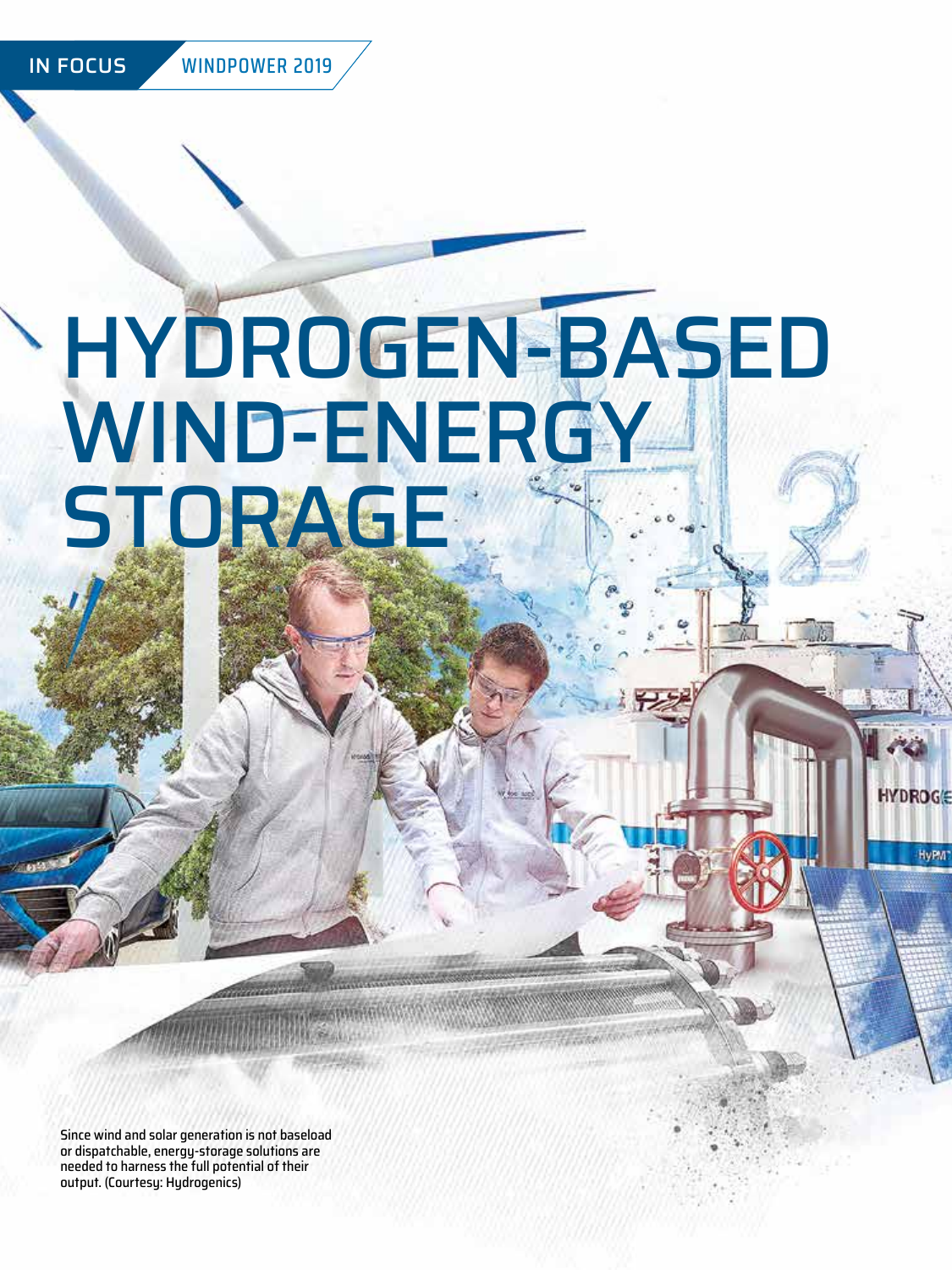IN FOCUS WINDPOWER 2019

# HYDROGEN-BASED WIND-ENERGY STORAGE

Since wind and solar generation is not baseload or dispatchable, energy-storage solutions are needed to harness the full potential of their output. (Courtesy: Hydrogenics)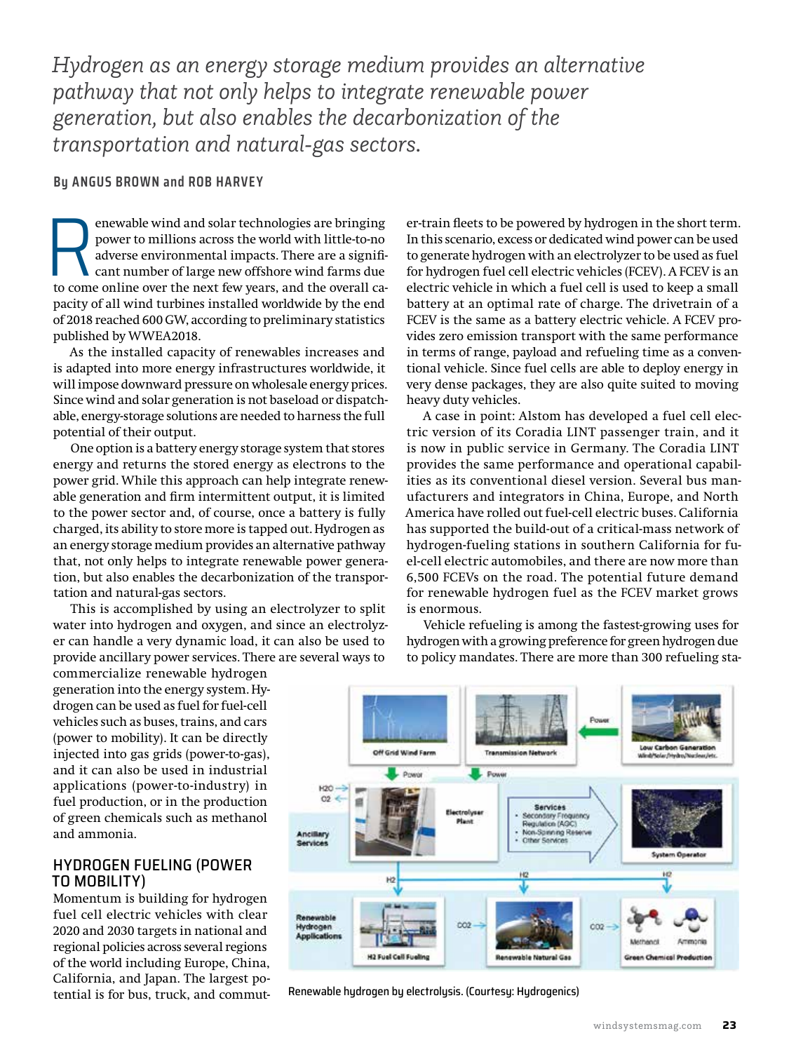*Hydrogen as an energy storage medium provides an alternative pathway that not only helps to integrate renewable power generation, but also enables the decarbonization of the transportation and natural-gas sectors.*

**By ANGUS BROWN and ROB HARVEY**

Renewable wind and solar technologies are bringing power to millions across the world with little-to-no adverse environmental impacts. There are a significant number of large new offshore wind farms due to come online over the next few years, and the overall capacity of all wind turbines installed worldwide by the end of 2018 reached 600 GW, according to preliminary statistics published by WWEA2018.

As the installed capacity of renewables increases and is adapted into more energy infrastructures worldwide, it will impose downward pressure on wholesale energy prices. Since wind and solar generation is not baseload or dispatchable, energy-storage solutions are needed to harness the full potential of their output.

One option is a battery energy storage system that stores energy and returns the stored energy as electrons to the power grid. While this approach can help integrate renewable generation and firm intermittent output, it is limited to the power sector and, of course, once a battery is fully charged, its ability to store more is tapped out. Hydrogen as an energy storage medium provides an alternative pathway that, not only helps to integrate renewable power generation, but also enables the decarbonization of the transportation and natural-gas sectors.

This is accomplished by using an electrolyzer to split water into hydrogen and oxygen, and since an electrolyzer can handle a very dynamic load, it can also be used to provide ancillary power services. There are several ways to commercialize renewable hydrogen generation into the energy system. Hydrogen can be used as fuel for fuel-cell vehicles such as buses, trains, and cars (power to mobility). It can be directly injected into gas grids (power-to-gas), and it can also be used in industrial applications (power-to-industry) in fuel production, or in the production of green chemicals such as methanol and ammonia.

## HYDROGEN FUELING (POWER TO MOBILITY)

Momentum is building for hydrogen fuel cell electric vehicles with clear 2020 and 2030 targets in national and regional policies across several regions of the world including Europe, China, California, and Japan. The largest potential is for bus, truck, and commuter-train fleets to be powered by hydrogen in the short term. In this scenario, excess or dedicated wind power can be used to generate hydrogen with an electrolyzer to be used as fuel for hydrogen fuel cell electric vehicles (FCEV). A FCEV is an electric vehicle in which a fuel cell is used to keep a small battery at an optimal rate of charge. The drivetrain of a FCEV is the same as a battery electric vehicle. A FCEV provides zero emission transport with the same performance in terms of range, payload and refueling time as a conventional vehicle. Since fuel cells are able to deploy energy in very dense packages, they are also quite suited to moving heavy duty vehicles.

A case in point: Alstom has developed a fuel cell electric version of its Coradia LINT passenger train, and it is now in public service in Germany. The Coradia LINT provides the same performance and operational capabilities as its conventional diesel version. Several bus manufacturers and integrators in China, Europe, and North America have rolled out fuel-cell electric buses. California has supported the build-out of a critical-mass network of hydrogen-fueling stations in southern California for fuel-cell electric automobiles, and there are now more than 6,500 FCEVs on the road. The potential future demand for renewable hydrogen fuel as the FCEV market grows is enormous.

Vehicle refueling is among the fastest-growing uses for hydrogen with a growing preference for green hydrogen due to policy mandates. There are more than 300 refueling sta-

Renewable hydrogen by electrolysis. (Courtesy: Hydrogenics)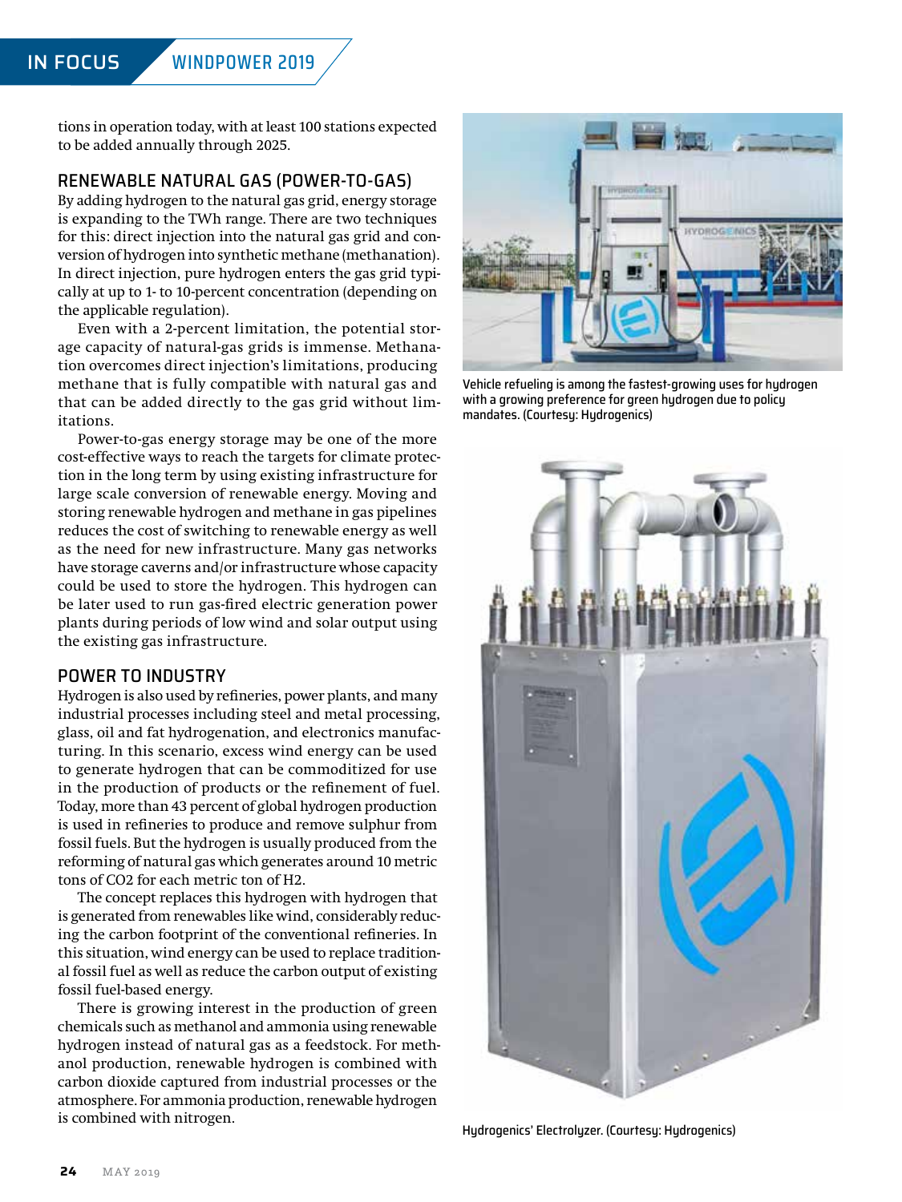tions in operation today, with at least 100 stations expected to be added annually through 2025.

## RENEWABLE NATURAL GAS (POWER-TO-GAS)

By adding hydrogen to the natural gas grid, energy storage is expanding to the TWh range. There are two techniques for this: direct injection into the natural gas grid and conversion of hydrogen into synthetic methane (methanation). In direct injection, pure hydrogen enters the gas grid typically at up to 1- to 10-percent concentration (depending on the applicable regulation).

Even with a 2-percent limitation, the potential storage capacity of natural-gas grids is immense. Methanation overcomes direct injection's limitations, producing methane that is fully compatible with natural gas and that can be added directly to the gas grid without limitations.

Power-to-gas energy storage may be one of the more cost-effective ways to reach the targets for climate protection in the long term by using existing infrastructure for large scale conversion of renewable energy. Moving and storing renewable hydrogen and methane in gas pipelines reduces the cost of switching to renewable energy as well as the need for new infrastructure. Many gas networks have storage caverns and/or infrastructure whose capacity could be used to store the hydrogen. This hydrogen can be later used to run gas-fired electric generation power plants during periods of low wind and solar output using the existing gas infrastructure.

## POWER TO INDUSTRY

Hydrogen is also used by refineries, power plants, and many industrial processes including steel and metal processing, glass, oil and fat hydrogenation, and electronics manufacturing. In this scenario, excess wind energy can be used to generate hydrogen that can be commoditized for use in the production of products or the refinement of fuel. Today, more than 43 percent of global hydrogen production is used in refineries to produce and remove sulphur from fossil fuels. But the hydrogen is usually produced from the reforming of natural gas which generates around 10 metric tons of $CO_2$ for each metric ton of $H_2$.

The concept replaces this hydrogen with hydrogen that is generated from renewables like wind, considerably reducing the carbon footprint of the conventional refineries. In this situation, wind energy can be used to replace traditional fossil fuel as well as reduce the carbon output of existing fossil fuel-based energy.

There is growing interest in the production of green chemicals such as methanol and ammonia using renewable hydrogen instead of natural gas as a feedstock. For methanol production, renewable hydrogen is combined with carbon dioxide captured from industrial processes or the atmosphere. For ammonia production, renewable hydrogen is combined with nitrogen.

Vehicle refueling is among the fastest-growing uses for hydrogen with a growing preference for green hydrogen due to policy mandates. (Courtesy: Hydrogenics)

Hydrogenics' Electrolyzer. (Courtesy: Hydrogenics)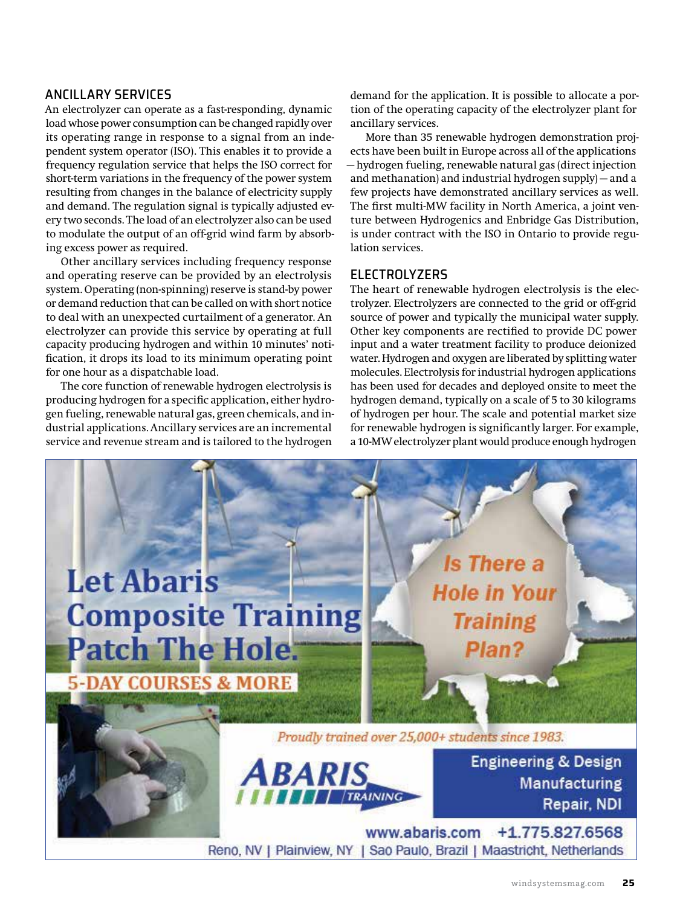## ANCILLARY SERVICES

An electrolyzer can operate as a fast-responding, dynamic load whose power consumption can be changed rapidly over its operating range in response to a signal from an independent system operator (ISO). This enables it to provide a frequency regulation service that helps the ISO correct for short-term variations in the frequency of the power system resulting from changes in the balance of electricity supply and demand. The regulation signal is typically adjusted every two seconds. The load of an electrolyzer also can be used to modulate the output of an off-grid wind farm by absorbing excess power as required.

Other ancillary services including frequency response and operating reserve can be provided by an electrolysis system. Operating (non-spinning) reserve is stand-by power or demand reduction that can be called on with short notice to deal with an unexpected curtailment of a generator. An electrolyzer can provide this service by operating at full capacity producing hydrogen and within 10 minutes' notification, it drops its load to its minimum operating point for one hour as a dispatchable load.

The core function of renewable hydrogen electrolysis is producing hydrogen for a specific application, either hydrogen fueling, renewable natural gas, green chemicals, and industrial applications. Ancillary services are an incremental service and revenue stream and is tailored to the hydrogen demand for the application. It is possible to allocate a portion of the operating capacity of the electrolyzer plant for ancillary services.

More than 35 renewable hydrogen demonstration projects have been built in Europe across all of the applications — hydrogen fueling, renewable natural gas (direct injection and methanation) and industrial hydrogen supply) — and a few projects have demonstrated ancillary services as well. The first multi-MW facility in North America, a joint venture between Hydrogenics and Enbridge Gas Distribution, is under contract with the ISO in Ontario to provide regulation services.

## ELECTROLYZERS

The heart of renewable hydrogen electrolysis is the electrolyzer. Electrolyzers are connected to the grid or off-grid source of power and typically the municipal water supply. Other key components are rectified to provide DC power input and a water treatment facility to produce deionized water. Hydrogen and oxygen are liberated by splitting water molecules. Electrolysis for industrial hydrogen applications has been used for decades and deployed onsite to meet the hydrogen demand, typically on a scale of 5 to 30 kilograms of hydrogen per hour. The scale and potential market size for renewable hydrogen is significantly larger. For example, a 10-MW electrolyzer plant would produce enough hydrogen

**Let Abaris Composite Training Patch The Hole.**

**5-DAY COURSES & MORE**

*Is There a Hole in Your Training Plan?*

*Proudly trained over 25,000+ students since 1983.*

ABARIS TRAINING

Engineering & Design
Manufacturing
Repair, NDI

www.abaris.com +1.775.827.6568

Reno, NV | Plainview, NY | Sao Paulo, Brazil | Maastricht, Netherlands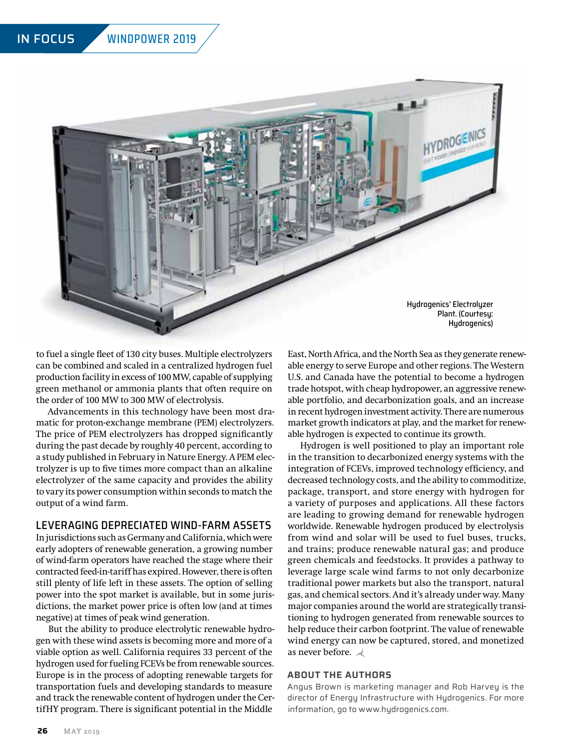Hydrogenics' Electrolyzer Plant. (Courtesy: Hydrogenics)

to fuel a single fleet of 130 city buses. Multiple electrolyzers can be combined and scaled in a centralized hydrogen fuel production facility in excess of 100 MW, capable of supplying green methanol or ammonia plants that often require on the order of 100 MW to 300 MW of electrolysis.

Advancements in this technology have been most dramatic for proton-exchange membrane (PEM) electrolyzers. The price of PEM electrolyzers has dropped significantly during the past decade by roughly 40 percent, according to a study published in February in Nature Energy. A PEM electrolyzer is up to five times more compact than an alkaline electrolyzer of the same capacity and provides the ability to vary its power consumption within seconds to match the output of a wind farm.

## LEVERAGING DEPRECIATED WIND-FARM ASSETS

In jurisdictions such as Germany and California, which were early adopters of renewable generation, a growing number of wind-farm operators have reached the stage where their contracted feed-in-tariff has expired. However, there is often still plenty of life left in these assets. The option of selling power into the spot market is available, but in some jurisdictions, the market power price is often low (and at times negative) at times of peak wind generation.

But the ability to produce electrolytic renewable hydrogen with these wind assets is becoming more and more of a viable option as well. California requires 33 percent of the hydrogen used for fueling FCEVs be from renewable sources. Europe is in the process of adopting renewable targets for transportation fuels and developing standards to measure and track the renewable content of hydrogen under the CertifHY program. There is significant potential in the Middle East, North Africa, and the North Sea as they generate renewable energy to serve Europe and other regions. The Western U.S. and Canada have the potential to become a hydrogen trade hotspot, with cheap hydropower, an aggressive renewable portfolio, and decarbonization goals, and an increase in recent hydrogen investment activity. There are numerous market growth indicators at play, and the market for renewable hydrogen is expected to continue its growth.

Hydrogen is well positioned to play an important role in the transition to decarbonized energy systems with the integration of FCEVs, improved technology efficiency, and decreased technology costs, and the ability to commoditize, package, transport, and store energy with hydrogen for a variety of purposes and applications. All these factors are leading to growing demand for renewable hydrogen worldwide. Renewable hydrogen produced by electrolysis from wind and solar will be used to fuel buses, trucks, and trains; produce renewable natural gas; and produce green chemicals and feedstocks. It provides a pathway to leverage large scale wind farms to not only decarbonize traditional power markets but also the transport, natural gas, and chemical sectors. And it's already under way. Many major companies around the world are strategically transitioning to hydrogen generated from renewable sources to help reduce their carbon footprint. The value of renewable wind energy can now be captured, stored, and monetized as never before.

### ABOUT THE AUTHORS

Angus Brown is marketing manager and Rob Harvey is the director of Energy Infrastructure with Hydrogenics. For more information, go to www.hydrogenics.com.